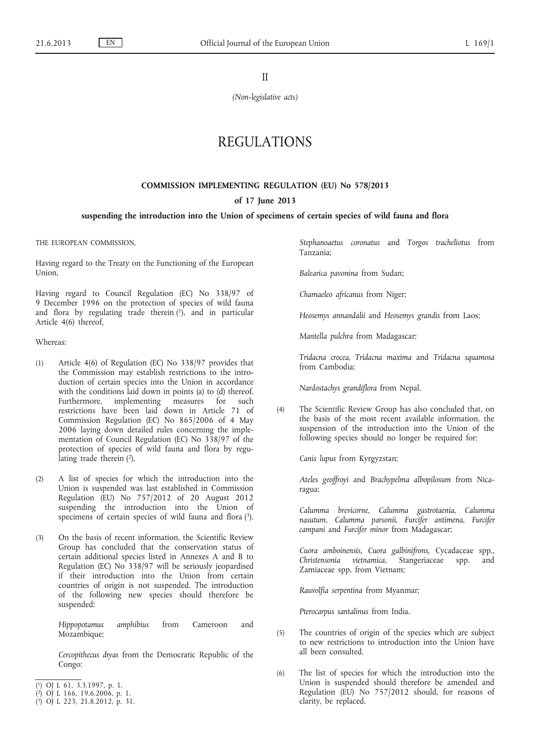II

*(Non-legislative acts)*

# REGULATIONS

## COMMISSION IMPLEMENTING REGULATION (EU) No 578/2013

### of 17 June 2013

### suspending the introduction into the Union of specimens of certain species of wild fauna and flora

THE EUROPEAN COMMISSION,

Having regard to the Treaty on the Functioning of the European Union,

Having regard to Council Regulation (EC) No 338/97 of 9 December 1996 on the protection of species of wild fauna and flora by regulating trade therein [1], and in particular Article 4(6) thereof,

Whereas:

(1) Article 4(6) of Regulation (EC) No 338/97 provides that the Commission may establish restrictions to the introduction of certain species into the Union in accordance with the conditions laid down in points (a) to (d) thereof. Furthermore, implementing measures for such restrictions have been laid down in Article 71 of Commission Regulation (EC) No 865/2006 of 4 May 2006 laying down detailed rules concerning the implementation of Council Regulation (EC) No 338/97 of the protection of species of wild fauna and flora by regulating trade therein [2].

(2) A list of species for which the introduction into the Union is suspended was last established in Commission Regulation (EU) No 757/2012 of 20 August 2012 suspending the introduction into the Union of specimens of certain species of wild fauna and flora [3].

(3) On the basis of recent information, the Scientific Review Group has concluded that the conservation status of certain additional species listed in Annexes A and B to Regulation (EC) No 338/97 will be seriously jeopardised if their introduction into the Union from certain countries of origin is not suspended. The introduction of the following new species should therefore be suspended:

*Hippopotamus amphibius* from Cameroon and Mozambique;

*Cercopithecus dryas* from the Democratic Republic of the Congo;

*Stephanoaetus coronatus* and *Torgos tracheliotus* from Tanzania;

*Balearica pavonina* from Sudan;

*Chamaeleo africanus* from Niger;

*Heosemys annandalii* and *Heosemys grandis* from Laos;

*Mantella pulchra* from Madagascar;

*Tridacna crocea*, *Tridacna maxima* and *Tridacna squamosa* from Cambodia;

*Nardostachys grandiflora* from Nepal.

(4) The Scientific Review Group has also concluded that, on the basis of the most recent available information, the suspension of the introduction into the Union of the following species should no longer be required for:

*Canis lupus* from Kyrgyzstan;

*Ateles geoffroyi* and *Brachypelma albopilosum* from Nicaragua;

*Calumma brevicorne*, *Calumma gastrotaenia*, *Calumma nasutum*, *Calumma parsonii*, *Furcifer antimena*, *Furcifer campani* and *Furcifer minor* from Madagascar;

*Cuora amboinensis*, *Cuora galbinifrons*, Cycadaceae spp., *Christensonia vietnamica*, Stangeriaceae spp. and Zamiaceae spp. from Vietnam;

*Rauvolfia serpentina* from Myanmar;

*Pterocarpus santalinus* from India.

(5) The countries of origin of the species which are subject to new restrictions to introduction into the Union have all been consulted.

(6) The list of species for which the introduction into the Union is suspended should therefore be amended and Regulation (EU) No 757/2012 should, for reasons of clarity, be replaced.

---

[1] OJ L 61, 3.3.1997, p. 1.

[2] OJ L 166, 19.6.2006, p. 1.

[3] OJ L 223, 21.8.2012, p. 31.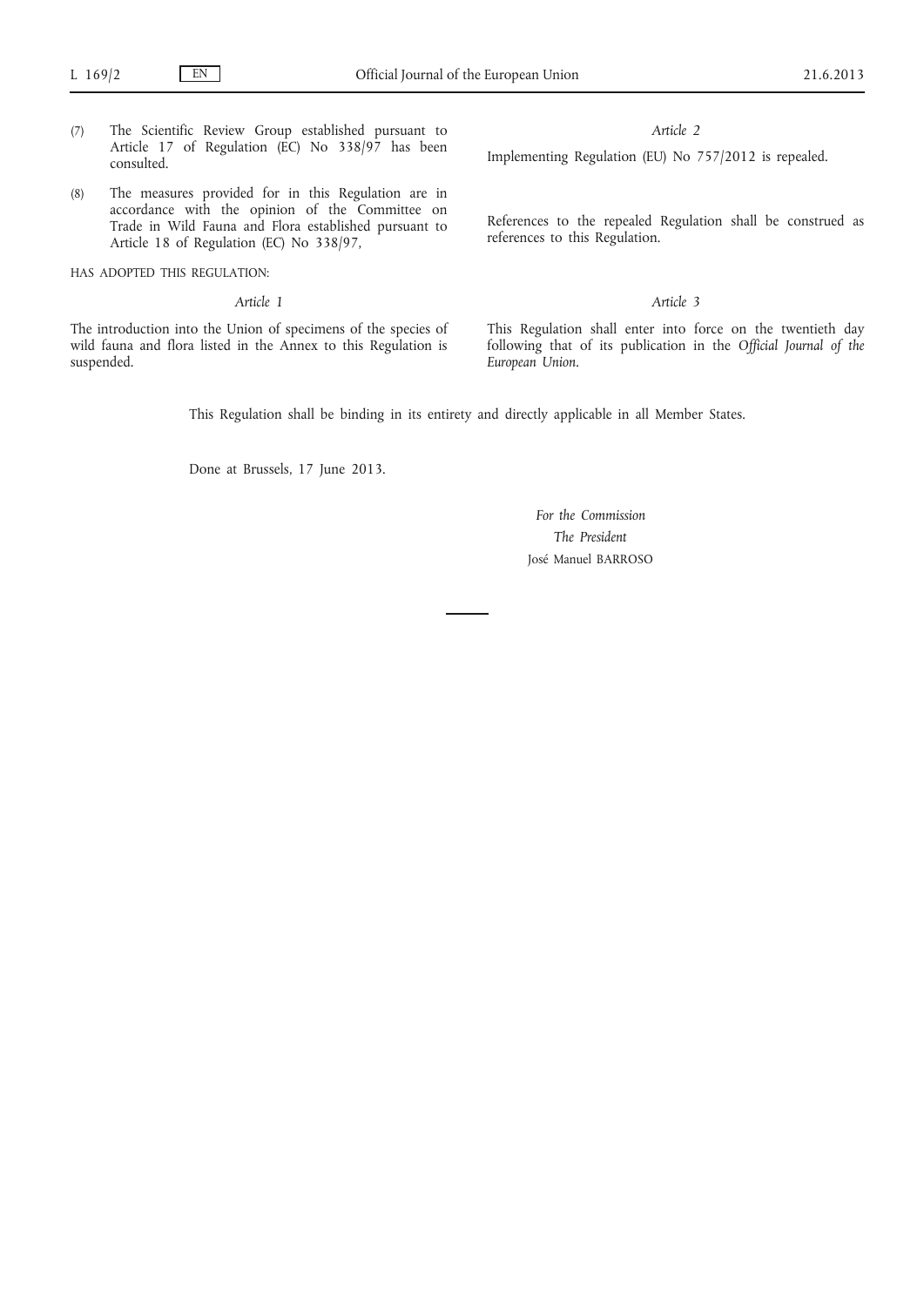(7) The Scientific Review Group established pursuant to Article 17 of Regulation (EC) No 338/97 has been consulted.

(8) The measures provided for in this Regulation are in accordance with the opinion of the Committee on Trade in Wild Fauna and Flora established pursuant to Article 18 of Regulation (EC) No 338/97,

HAS ADOPTED THIS REGULATION:

*Article 1*

The introduction into the Union of specimens of the species of wild fauna and flora listed in the Annex to this Regulation is suspended.

*Article 2*

Implementing Regulation (EU) No 757/2012 is repealed.

References to the repealed Regulation shall be construed as references to this Regulation.

*Article 3*

This Regulation shall enter into force on the twentieth day following that of its publication in the *Official Journal of the European Union*.

This Regulation shall be binding in its entirety and directly applicable in all Member States.

Done at Brussels, 17 June 2013.

*For the Commission*

*The President*

José Manuel BARROSO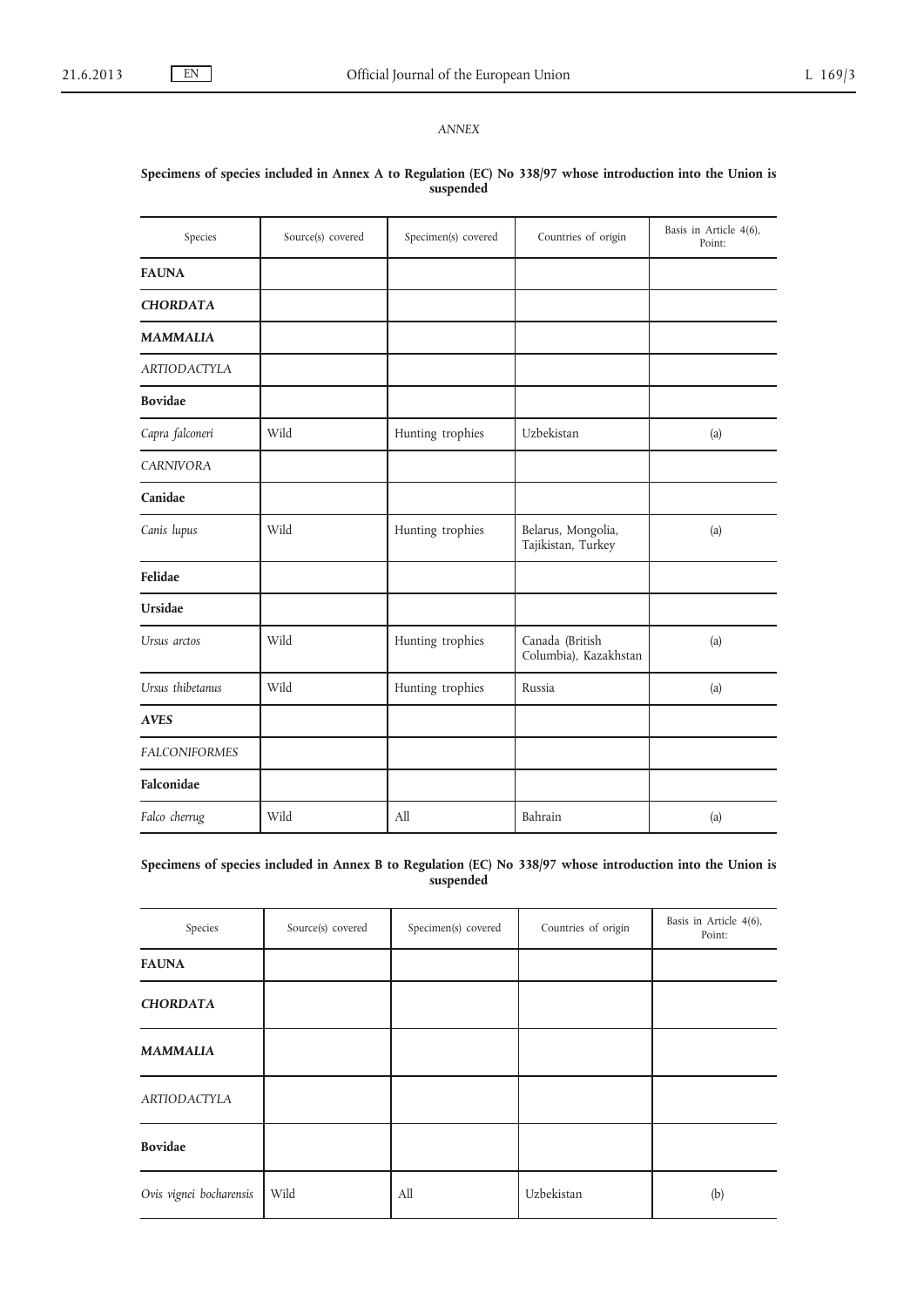*ANNEX*

**Specimens of species included in Annex A to Regulation (EC) No 338/97 whose introduction into the Union is suspended**

| Species | Source(s) covered | Specimen(s) covered | Countries of origin | Basis in Article 4(6), Point: |
|---|---|---|---|---|
| **FAUNA** | | | | |
| ***CHORDATA*** | | | | |
| ***MAMMALIA*** | | | | |
| *ARTIODACTYLA* | | | | |
| **Bovidae** | | | | |
| *Capra falconeri* | Wild | Hunting trophies | Uzbekistan | (a) |
| *CARNIVORA* | | | | |
| **Canidae** | | | | |
| *Canis lupus* | Wild | Hunting trophies | Belarus, Mongolia, Tajikistan, Turkey | (a) |
| **Felidae** | | | | |
| **Ursidae** | | | | |
| *Ursus arctos* | Wild | Hunting trophies | Canada (British Columbia), Kazakhstan | (a) |
| *Ursus thibetanus* | Wild | Hunting trophies | Russia | (a) |
| ***AVES*** | | | | |
| *FALCONIFORMES* | | | | |
| **Falconidae** | | | | |
| *Falco cherrug* | Wild | All | Bahrain | (a) |

**Specimens of species included in Annex B to Regulation (EC) No 338/97 whose introduction into the Union is suspended**

| Species | Source(s) covered | Specimen(s) covered | Countries of origin | Basis in Article 4(6), Point: |
|---|---|---|---|---|
| **FAUNA** | | | | |
| ***CHORDATA*** | | | | |
| ***MAMMALIA*** | | | | |
| *ARTIODACTYLA* | | | | |
| **Bovidae** | | | | |
| *Ovis vignei bocharensis* | Wild | All | Uzbekistan | (b) |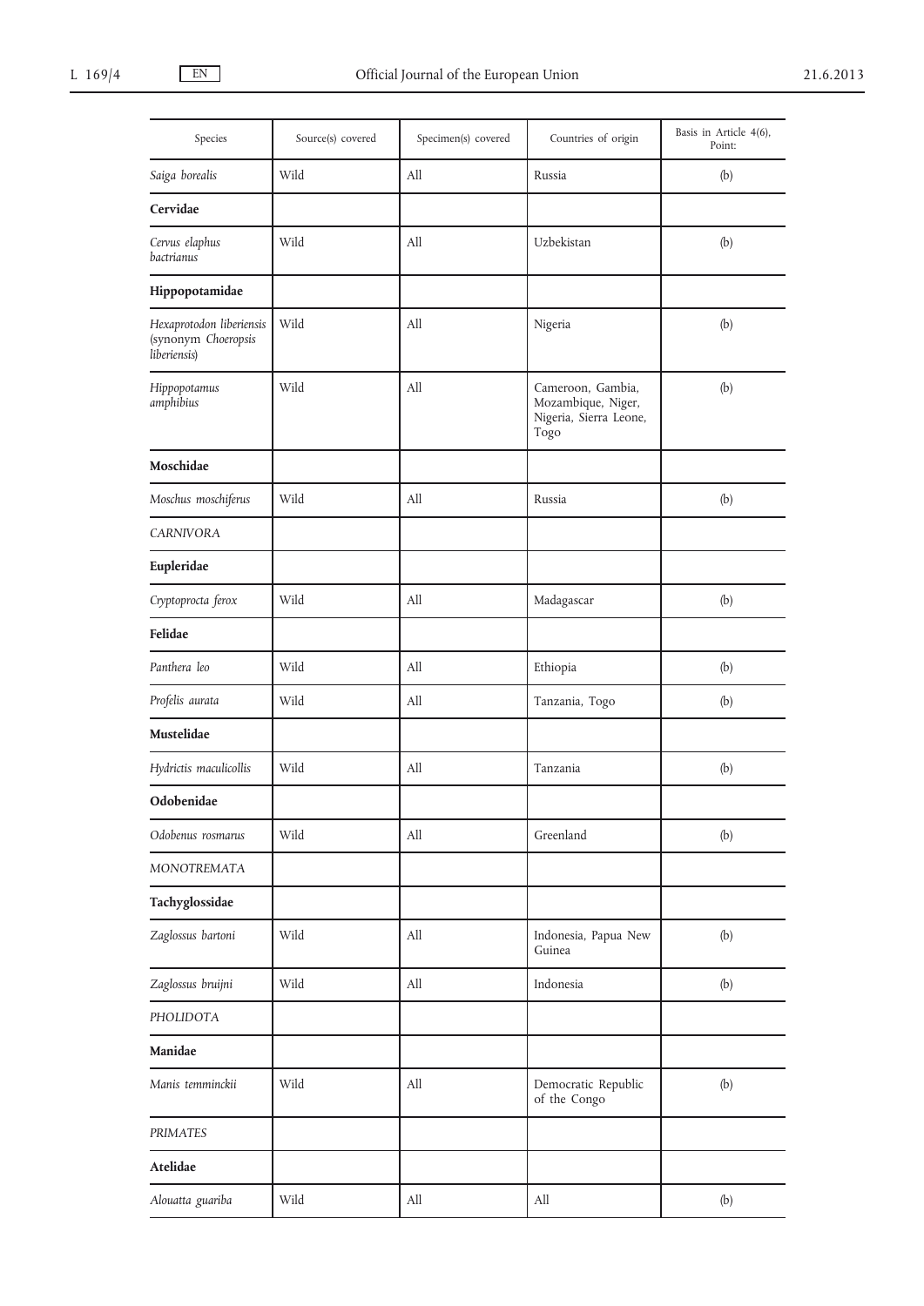| Species | Source(s) covered | Specimen(s) covered | Countries of origin | Basis in Article 4(6), Point: |
|---|---|---|---|---|
| *Saiga borealis* | Wild | All | Russia | (b) |
| **Cervidae** | | | | |
| *Cervus elaphus bactrianus* | Wild | All | Uzbekistan | (b) |
| **Hippopotamidae** | | | | |
| *Hexaprotodon liberiensis* (synonym *Choeropsis liberiensis*) | Wild | All | Nigeria | (b) |
| *Hippopotamus amphibius* | Wild | All | Cameroon, Gambia, Mozambique, Niger, Nigeria, Sierra Leone, Togo | (b) |
| **Moschidae** | | | | |
| *Moschus moschiferus* | Wild | All | Russia | (b) |
| *CARNIVORA* | | | | |
| **Eupleridae** | | | | |
| *Cryptoprocta ferox* | Wild | All | Madagascar | (b) |
| **Felidae** | | | | |
| *Panthera leo* | Wild | All | Ethiopia | (b) |
| *Profelis aurata* | Wild | All | Tanzania, Togo | (b) |
| **Mustelidae** | | | | |
| *Hydrictis maculicollis* | Wild | All | Tanzania | (b) |
| **Odobenidae** | | | | |
| *Odobenus rosmarus* | Wild | All | Greenland | (b) |
| *MONOTREMATA* | | | | |
| **Tachyglossidae** | | | | |
| *Zaglossus bartoni* | Wild | All | Indonesia, Papua New Guinea | (b) |
| *Zaglossus bruijni* | Wild | All | Indonesia | (b) |
| *PHOLIDOTA* | | | | |
| **Manidae** | | | | |
| *Manis temminckii* | Wild | All | Democratic Republic of the Congo | (b) |
| *PRIMATES* | | | | |
| **Atelidae** | | | | |
| *Alouatta guariba* | Wild | All | All | (b) |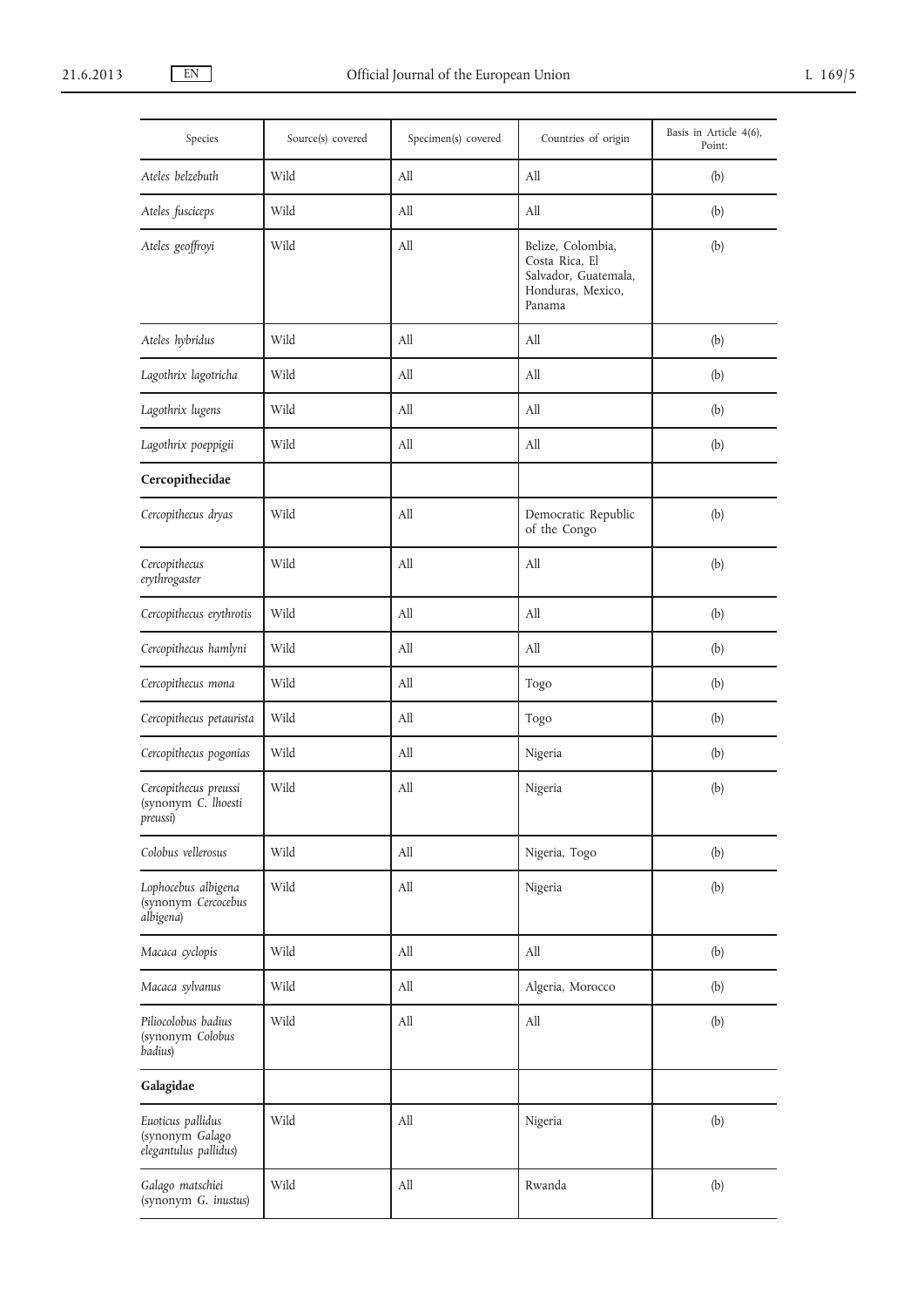| Species | Source(s) covered | Specimen(s) covered | Countries of origin | Basis in Article 4(6), Point: |
|---|---|---|---|---|
| *Ateles belzebuth* | Wild | All | All | (b) |
| *Ateles fusciceps* | Wild | All | All | (b) |
| *Ateles geoffroyi* | Wild | All | Belize, Colombia, Costa Rica, El Salvador, Guatemala, Honduras, Mexico, Panama | (b) |
| *Ateles hybridus* | Wild | All | All | (b) |
| *Lagothrix lagotricha* | Wild | All | All | (b) |
| *Lagothrix lugens* | Wild | All | All | (b) |
| *Lagothrix poeppigii* | Wild | All | All | (b) |
| **Cercopithecidae** | | | | |
| *Cercopithecus dryas* | Wild | All | Democratic Republic of the Congo | (b) |
| *Cercopithecus erythrogaster* | Wild | All | All | (b) |
| *Cercopithecus erythrotis* | Wild | All | All | (b) |
| *Cercopithecus hamlyni* | Wild | All | All | (b) |
| *Cercopithecus mona* | Wild | All | Togo | (b) |
| *Cercopithecus petaurista* | Wild | All | Togo | (b) |
| *Cercopithecus pogonias* | Wild | All | Nigeria | (b) |
| *Cercopithecus preussi* (synonym *C. lhoesti preussi*) | Wild | All | Nigeria | (b) |
| *Colobus vellerosus* | Wild | All | Nigeria, Togo | (b) |
| *Lophocebus albigena* (synonym *Cercocebus albigena*) | Wild | All | Nigeria | (b) |
| *Macaca cyclopis* | Wild | All | All | (b) |
| *Macaca sylvanus* | Wild | All | Algeria, Morocco | (b) |
| *Piliocolobus badius* (synonym *Colobus badius*) | Wild | All | All | (b) |
| **Galagidae** | | | | |
| *Euoticus pallidus* (synonym *Galago elegantulus pallidus*) | Wild | All | Nigeria | (b) |
| *Galago matschiei* (synonym *G. inustus*) | Wild | All | Rwanda | (b) |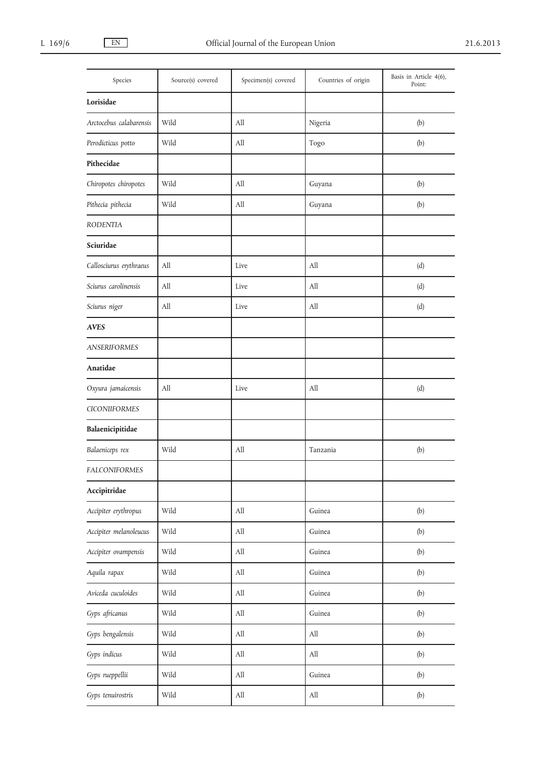| Species | Source(s) covered | Specimen(s) covered | Countries of origin | Basis in Article 4(6), Point: |
|---|---|---|---|---|
| **Lorisidae** | | | | |
| *Arctocebus calabarensis* | Wild | All | Nigeria | (b) |
| *Perodicticus potto* | Wild | All | Togo | (b) |
| **Pithecidae** | | | | |
| *Chiropotes chiropotes* | Wild | All | Guyana | (b) |
| *Pithecia pithecia* | Wild | All | Guyana | (b) |
| *RODENTIA* | | | | |
| **Sciuridae** | | | | |
| *Callosciurus erythraeus* | All | Live | All | (d) |
| *Sciurus carolinensis* | All | Live | All | (d) |
| *Sciurus niger* | All | Live | All | (d) |
| ***AVES*** | | | | |
| *ANSERIFORMES* | | | | |
| **Anatidae** | | | | |
| *Oxyura jamaicensis* | All | Live | All | (d) |
| *CICONIIFORMES* | | | | |
| **Balaenicipitidae** | | | | |
| *Balaeniceps rex* | Wild | All | Tanzania | (b) |
| *FALCONIFORMES* | | | | |
| **Accipitridae** | | | | |
| *Accipiter erythropus* | Wild | All | Guinea | (b) |
| *Accipiter melanoleucus* | Wild | All | Guinea | (b) |
| *Accipiter ovampensis* | Wild | All | Guinea | (b) |
| *Aquila rapax* | Wild | All | Guinea | (b) |
| *Aviceda cuculoides* | Wild | All | Guinea | (b) |
| *Gyps africanus* | Wild | All | Guinea | (b) |
| *Gyps bengalensis* | Wild | All | All | (b) |
| *Gyps indicus* | Wild | All | All | (b) |
| *Gyps rueppellii* | Wild | All | Guinea | (b) |
| *Gyps tenuirostris* | Wild | All | All | (b) |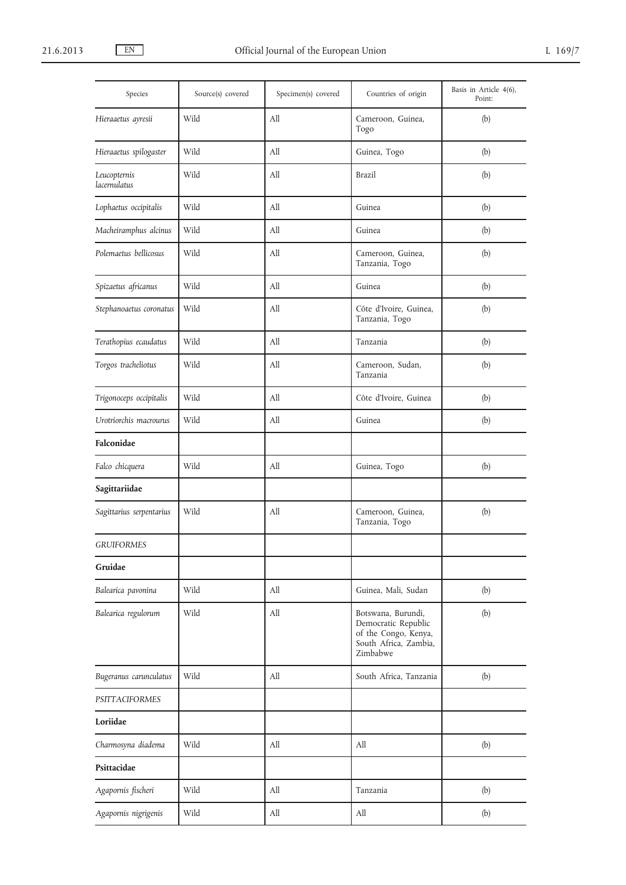| Species | Source(s) covered | Specimen(s) covered | Countries of origin | Basis in Article 4(6), Point: |
|---|---|---|---|---|
| *Hieraaetus ayresii* | Wild | All | Cameroon, Guinea, Togo | (b) |
| *Hieraaetus spilogaster* | Wild | All | Guinea, Togo | (b) |
| *Leucopternis lacernulatus* | Wild | All | Brazil | (b) |
| *Lophaetus occipitalis* | Wild | All | Guinea | (b) |
| *Macheiramphus alcinus* | Wild | All | Guinea | (b) |
| *Polemaetus bellicosus* | Wild | All | Cameroon, Guinea, Tanzania, Togo | (b) |
| *Spizaetus africanus* | Wild | All | Guinea | (b) |
| *Stephanoaetus coronatus* | Wild | All | Côte d'Ivoire, Guinea, Tanzania, Togo | (b) |
| *Terathopius ecaudatus* | Wild | All | Tanzania | (b) |
| *Torgos tracheliotus* | Wild | All | Cameroon, Sudan, Tanzania | (b) |
| *Trigonoceps occipitalis* | Wild | All | Côte d'Ivoire, Guinea | (b) |
| *Urotriorchis macrourus* | Wild | All | Guinea | (b) |
| **Falconidae** | | | | |
| *Falco chicquera* | Wild | All | Guinea, Togo | (b) |
| **Sagittariidae** | | | | |
| *Sagittarius serpentarius* | Wild | All | Cameroon, Guinea, Tanzania, Togo | (b) |
| *GRUIFORMES* | | | | |
| **Gruidae** | | | | |
| *Balearica pavonina* | Wild | All | Guinea, Mali, Sudan | (b) |
| *Balearica regulorum* | Wild | All | Botswana, Burundi, Democratic Republic of the Congo, Kenya, South Africa, Zambia, Zimbabwe | (b) |
| *Bugeranus carunculatus* | Wild | All | South Africa, Tanzania | (b) |
| *PSITTACIFORMES* | | | | |
| **Loriidae** | | | | |
| *Charmosyna diadema* | Wild | All | All | (b) |
| **Psittacidae** | | | | |
| *Agapornis fischeri* | Wild | All | Tanzania | (b) |
| *Agapornis nigrigenis* | Wild | All | All | (b) |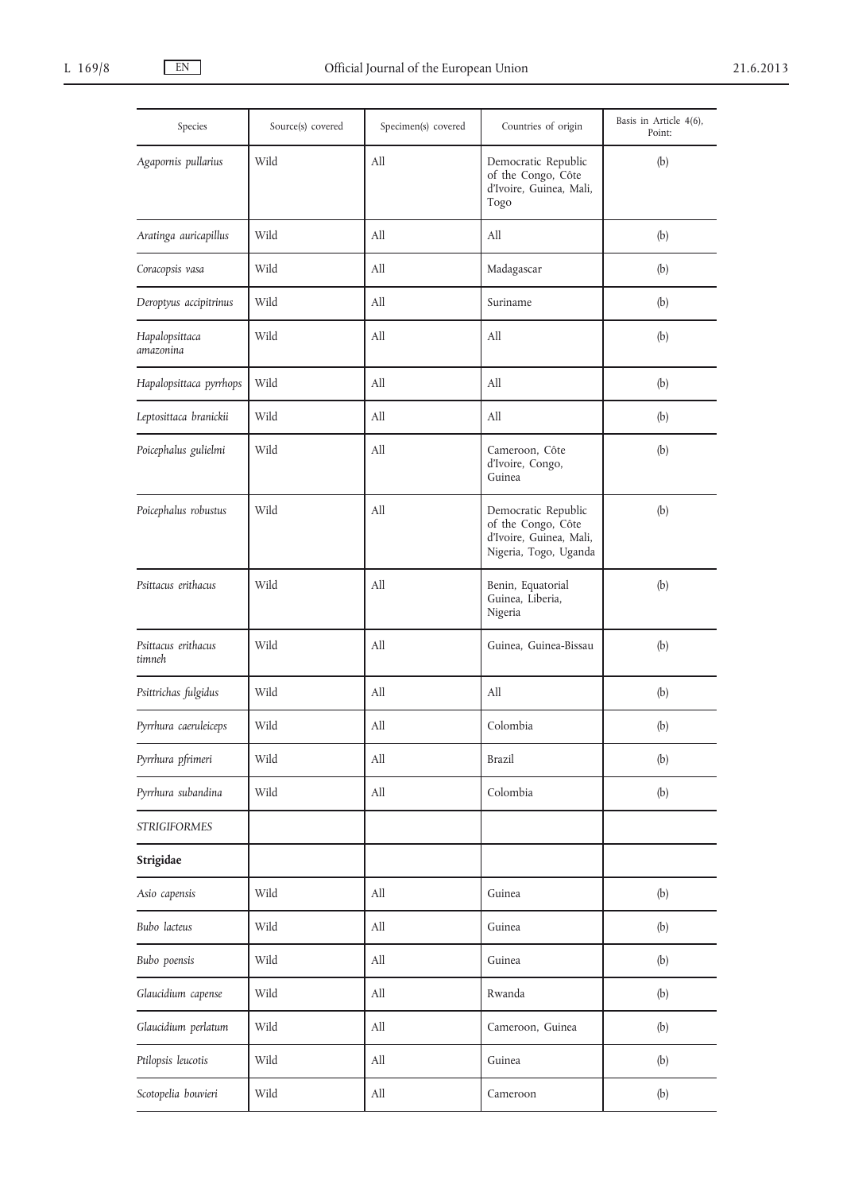| Species | Source(s) covered | Specimen(s) covered | Countries of origin | Basis in Article 4(6), Point: |
|---|---|---|---|---|
| *Agapornis pullarius* | Wild | All | Democratic Republic of the Congo, Côte d'Ivoire, Guinea, Mali, Togo | (b) |
| *Aratinga auricapillus* | Wild | All | All | (b) |
| *Coracopsis vasa* | Wild | All | Madagascar | (b) |
| *Deroptyus accipitrinus* | Wild | All | Suriname | (b) |
| *Hapalopsittaca amazonina* | Wild | All | All | (b) |
| *Hapalopsittaca pyrrhops* | Wild | All | All | (b) |
| *Leptosittaca branickii* | Wild | All | All | (b) |
| *Poicephalus gulielmi* | Wild | All | Cameroon, Côte d'Ivoire, Congo, Guinea | (b) |
| *Poicephalus robustus* | Wild | All | Democratic Republic of the Congo, Côte d'Ivoire, Guinea, Mali, Nigeria, Togo, Uganda | (b) |
| *Psittacus erithacus* | Wild | All | Benin, Equatorial Guinea, Liberia, Nigeria | (b) |
| *Psittacus erithacus timneh* | Wild | All | Guinea, Guinea-Bissau | (b) |
| *Psittrichas fulgidus* | Wild | All | All | (b) |
| *Pyrrhura caeruleiceps* | Wild | All | Colombia | (b) |
| *Pyrrhura pfrimeri* | Wild | All | Brazil | (b) |
| *Pyrrhura subandina* | Wild | All | Colombia | (b) |
| *STRIGIFORMES* | | | | |
| **Strigidae** | | | | |
| *Asio capensis* | Wild | All | Guinea | (b) |
| *Bubo lacteus* | Wild | All | Guinea | (b) |
| *Bubo poensis* | Wild | All | Guinea | (b) |
| *Glaucidium capense* | Wild | All | Rwanda | (b) |
| *Glaucidium perlatum* | Wild | All | Cameroon, Guinea | (b) |
| *Ptilopsis leucotis* | Wild | All | Guinea | (b) |
| *Scotopelia bouvieri* | Wild | All | Cameroon | (b) |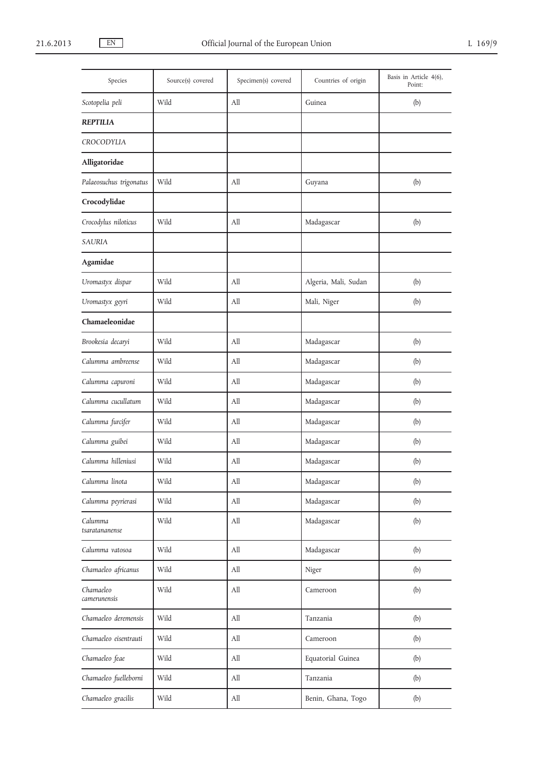| Species | Source(s) covered | Specimen(s) covered | Countries of origin | Basis in Article 4(6), Point: |
|---|---|---|---|---|
| *Scotopelia peli* | Wild | All | Guinea | (b) |
| ***REPTILIA*** | | | | |
| *CROCODYLIA* | | | | |
| **Alligatoridae** | | | | |
| *Palaeosuchus trigonatus* | Wild | All | Guyana | (b) |
| **Crocodylidae** | | | | |
| *Crocodylus niloticus* | Wild | All | Madagascar | (b) |
| *SAURIA* | | | | |
| **Agamidae** | | | | |
| *Uromastyx dispar* | Wild | All | Algeria, Mali, Sudan | (b) |
| *Uromastyx geyri* | Wild | All | Mali, Niger | (b) |
| **Chamaeleonidae** | | | | |
| *Brookesia decaryi* | Wild | All | Madagascar | (b) |
| *Calumma ambreense* | Wild | All | Madagascar | (b) |
| *Calumma capuroni* | Wild | All | Madagascar | (b) |
| *Calumma cucullatum* | Wild | All | Madagascar | (b) |
| *Calumma furcifer* | Wild | All | Madagascar | (b) |
| *Calumma guibei* | Wild | All | Madagascar | (b) |
| *Calumma hilleniusi* | Wild | All | Madagascar | (b) |
| *Calumma linota* | Wild | All | Madagascar | (b) |
| *Calumma peyrierasi* | Wild | All | Madagascar | (b) |
| *Calumma tsaratananense* | Wild | All | Madagascar | (b) |
| *Calumma vatosoa* | Wild | All | Madagascar | (b) |
| *Chamaeleo africanus* | Wild | All | Niger | (b) |
| *Chamaeleo camerunensis* | Wild | All | Cameroon | (b) |
| *Chamaeleo deremensis* | Wild | All | Tanzania | (b) |
| *Chamaeleo eisentrauti* | Wild | All | Cameroon | (b) |
| *Chamaeleo feae* | Wild | All | Equatorial Guinea | (b) |
| *Chamaeleo fuelleborni* | Wild | All | Tanzania | (b) |
| *Chamaeleo gracilis* | Wild | All | Benin, Ghana, Togo | (b) |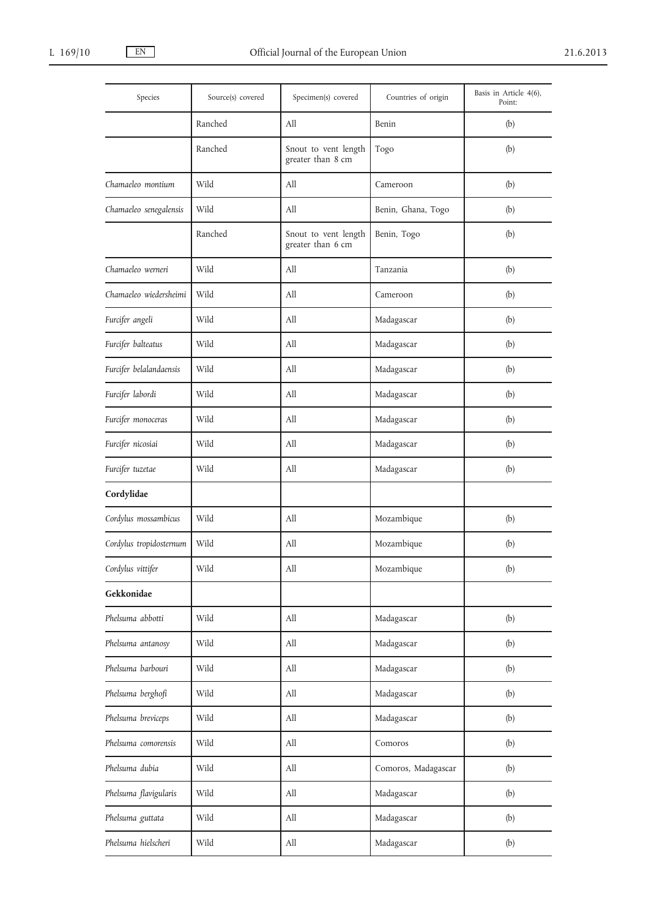| Species | Source(s) covered | Specimen(s) covered | Countries of origin | Basis in Article 4(6), Point: |
|---|---|---|---|---|
| | Ranched | All | Benin | (b) |
| | Ranched | Snout to vent length greater than 8 cm | Togo | (b) |
| *Chamaeleo montium* | Wild | All | Cameroon | (b) |
| *Chamaeleo senegalensis* | Wild | All | Benin, Ghana, Togo | (b) |
| | Ranched | Snout to vent length greater than 6 cm | Benin, Togo | (b) |
| *Chamaeleo werneri* | Wild | All | Tanzania | (b) |
| *Chamaeleo wiedersheimi* | Wild | All | Cameroon | (b) |
| *Furcifer angeli* | Wild | All | Madagascar | (b) |
| *Furcifer balteatus* | Wild | All | Madagascar | (b) |
| *Furcifer belalandaensis* | Wild | All | Madagascar | (b) |
| *Furcifer labordi* | Wild | All | Madagascar | (b) |
| *Furcifer monoceras* | Wild | All | Madagascar | (b) |
| *Furcifer nicosiai* | Wild | All | Madagascar | (b) |
| *Furcifer tuzetae* | Wild | All | Madagascar | (b) |
| **Cordylidae** | | | | |
| *Cordylus mossambicus* | Wild | All | Mozambique | (b) |
| *Cordylus tropidosternum* | Wild | All | Mozambique | (b) |
| *Cordylus vittifer* | Wild | All | Mozambique | (b) |
| **Gekkonidae** | | | | |
| *Phelsuma abbotti* | Wild | All | Madagascar | (b) |
| *Phelsuma antanosy* | Wild | All | Madagascar | (b) |
| *Phelsuma barbouri* | Wild | All | Madagascar | (b) |
| *Phelsuma berghofi* | Wild | All | Madagascar | (b) |
| *Phelsuma breviceps* | Wild | All | Madagascar | (b) |
| *Phelsuma comorensis* | Wild | All | Comoros | (b) |
| *Phelsuma dubia* | Wild | All | Comoros, Madagascar | (b) |
| *Phelsuma flavigularis* | Wild | All | Madagascar | (b) |
| *Phelsuma guttata* | Wild | All | Madagascar | (b) |
| *Phelsuma hielscheri* | Wild | All | Madagascar | (b) |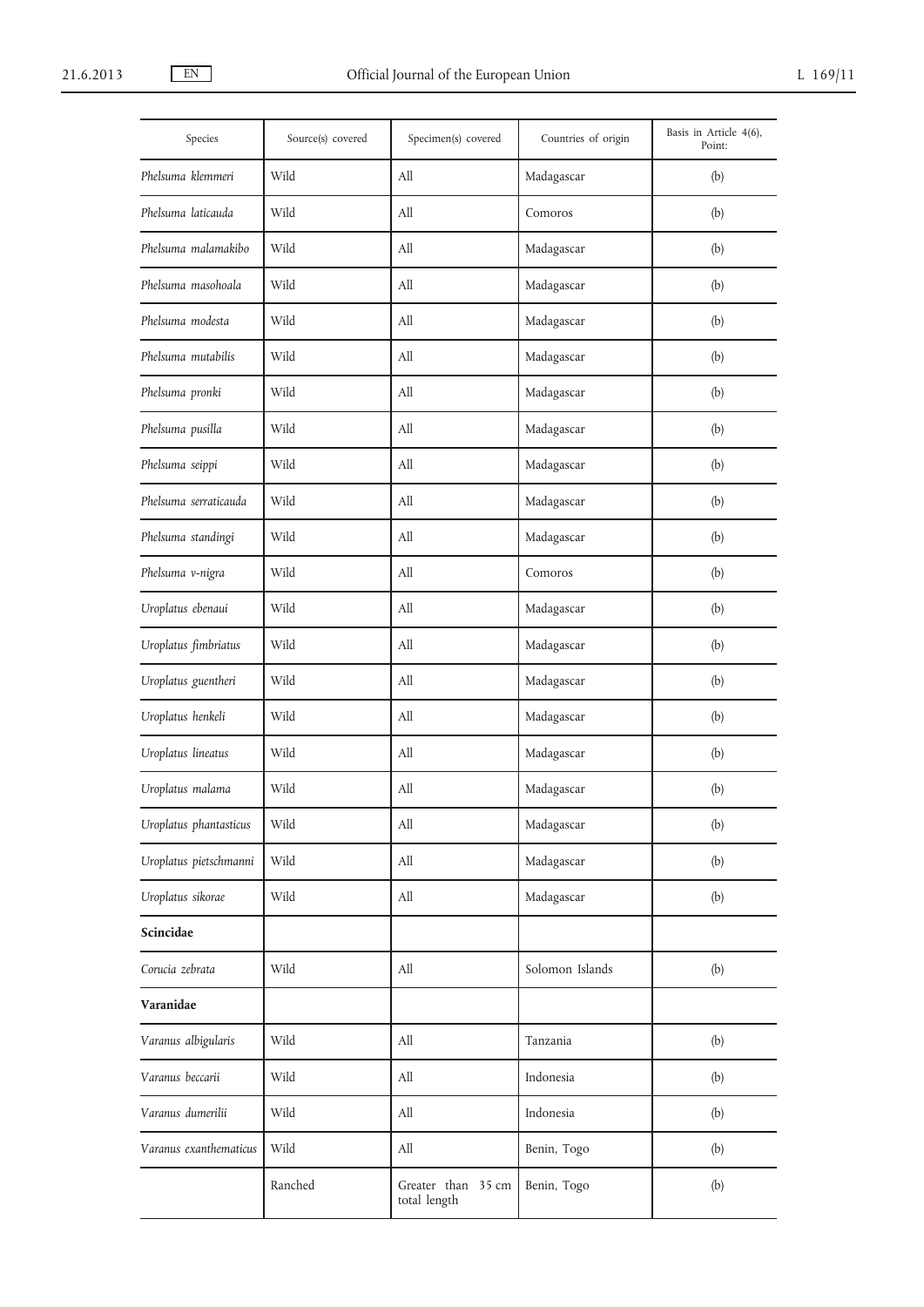| Species | Source(s) covered | Specimen(s) covered | Countries of origin | Basis in Article 4(6), Point: |
|---|---|---|---|---|
| *Phelsuma klemmeri* | Wild | All | Madagascar | (b) |
| *Phelsuma laticauda* | Wild | All | Comoros | (b) |
| *Phelsuma malamakibo* | Wild | All | Madagascar | (b) |
| *Phelsuma masohoala* | Wild | All | Madagascar | (b) |
| *Phelsuma modesta* | Wild | All | Madagascar | (b) |
| *Phelsuma mutabilis* | Wild | All | Madagascar | (b) |
| *Phelsuma pronki* | Wild | All | Madagascar | (b) |
| *Phelsuma pusilla* | Wild | All | Madagascar | (b) |
| *Phelsuma seippi* | Wild | All | Madagascar | (b) |
| *Phelsuma serraticauda* | Wild | All | Madagascar | (b) |
| *Phelsuma standingi* | Wild | All | Madagascar | (b) |
| *Phelsuma v-nigra* | Wild | All | Comoros | (b) |
| *Uroplatus ebenaui* | Wild | All | Madagascar | (b) |
| *Uroplatus fimbriatus* | Wild | All | Madagascar | (b) |
| *Uroplatus guentheri* | Wild | All | Madagascar | (b) |
| *Uroplatus henkeli* | Wild | All | Madagascar | (b) |
| *Uroplatus lineatus* | Wild | All | Madagascar | (b) |
| *Uroplatus malama* | Wild | All | Madagascar | (b) |
| *Uroplatus phantasticus* | Wild | All | Madagascar | (b) |
| *Uroplatus pietschmanni* | Wild | All | Madagascar | (b) |
| *Uroplatus sikorae* | Wild | All | Madagascar | (b) |
| **Scincidae** | | | | |
| *Corucia zebrata* | Wild | All | Solomon Islands | (b) |
| **Varanidae** | | | | |
| *Varanus albigularis* | Wild | All | Tanzania | (b) |
| *Varanus beccarii* | Wild | All | Indonesia | (b) |
| *Varanus dumerilii* | Wild | All | Indonesia | (b) |
| *Varanus exanthematicus* | Wild | All | Benin, Togo | (b) |
| | Ranched | Greater than 35 cm total length | Benin, Togo | (b) |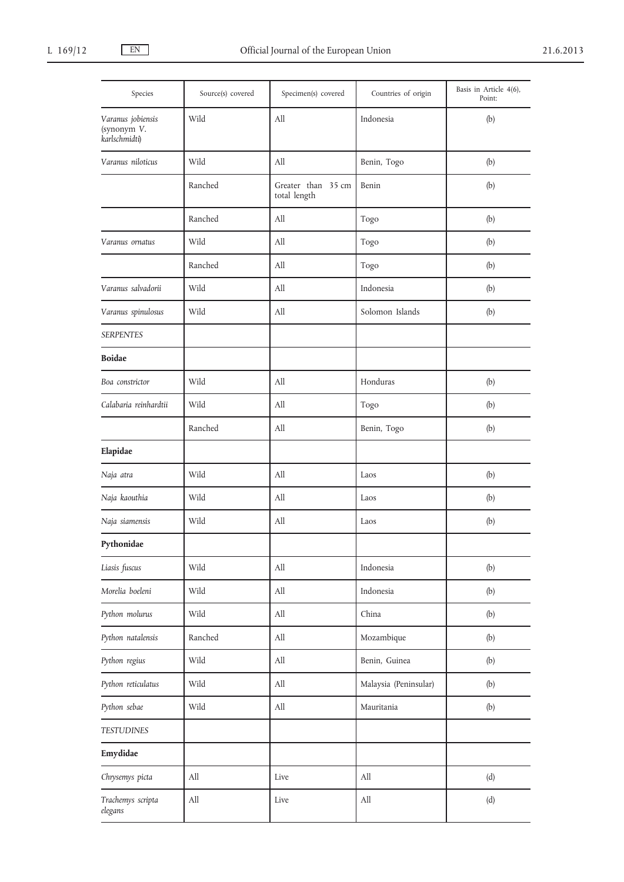| Species | Source(s) covered | Specimen(s) covered | Countries of origin | Basis in Article 4(6), Point: |
|---|---|---|---|---|
| *Varanus jobiensis* (synonym *V. karlschmidti*) | Wild | All | Indonesia | (b) |
| *Varanus niloticus* | Wild | All | Benin, Togo | (b) |
| | Ranched | Greater than 35 cm total length | Benin | (b) |
| | Ranched | All | Togo | (b) |
| *Varanus ornatus* | Wild | All | Togo | (b) |
| | Ranched | All | Togo | (b) |
| *Varanus salvadorii* | Wild | All | Indonesia | (b) |
| *Varanus spinulosus* | Wild | All | Solomon Islands | (b) |
| *SERPENTES* | | | | |
| **Boidae** | | | | |
| *Boa constrictor* | Wild | All | Honduras | (b) |
| *Calabaria reinhardtii* | Wild | All | Togo | (b) |
| | Ranched | All | Benin, Togo | (b) |
| **Elapidae** | | | | |
| *Naja atra* | Wild | All | Laos | (b) |
| *Naja kaouthia* | Wild | All | Laos | (b) |
| *Naja siamensis* | Wild | All | Laos | (b) |
| **Pythonidae** | | | | |
| *Liasis fuscus* | Wild | All | Indonesia | (b) |
| *Morelia boeleni* | Wild | All | Indonesia | (b) |
| *Python molurus* | Wild | All | China | (b) |
| *Python natalensis* | Ranched | All | Mozambique | (b) |
| *Python regius* | Wild | All | Benin, Guinea | (b) |
| *Python reticulatus* | Wild | All | Malaysia (Peninsular) | (b) |
| *Python sebae* | Wild | All | Mauritania | (b) |
| *TESTUDINES* | | | | |
| **Emydidae** | | | | |
| *Chrysemys picta* | All | Live | All | (d) |
| *Trachemys scripta elegans* | All | Live | All | (d) |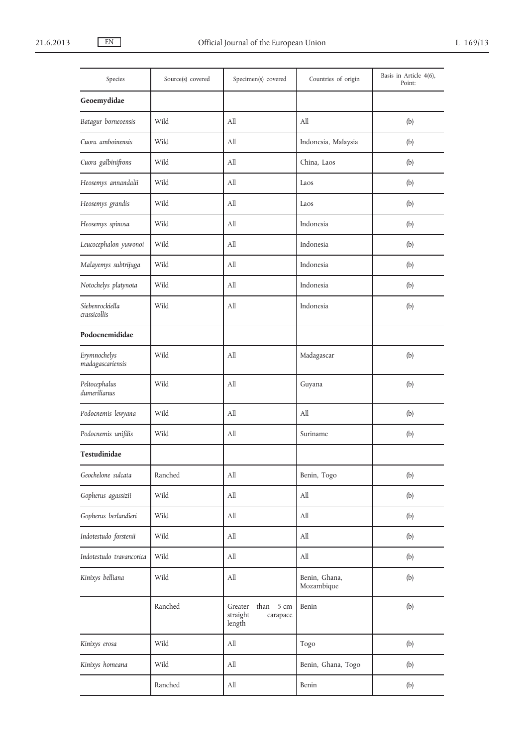| Species | Source(s) covered | Specimen(s) covered | Countries of origin | Basis in Article 4(6), Point: |
|---|---|---|---|---|
| **Geoemydidae** | | | | |
| *Batagur borneoensis* | Wild | All | All | (b) |
| *Cuora amboinensis* | Wild | All | Indonesia, Malaysia | (b) |
| *Cuora galbinifrons* | Wild | All | China, Laos | (b) |
| *Heosemys annandalii* | Wild | All | Laos | (b) |
| *Heosemys grandis* | Wild | All | Laos | (b) |
| *Heosemys spinosa* | Wild | All | Indonesia | (b) |
| *Leucocephalon yuwonoi* | Wild | All | Indonesia | (b) |
| *Malayemys subtrijuga* | Wild | All | Indonesia | (b) |
| *Notochelys platynota* | Wild | All | Indonesia | (b) |
| *Siebenrockiella crassicollis* | Wild | All | Indonesia | (b) |
| **Podocnemididae** | | | | |
| *Erymnochelys madagascariensis* | Wild | All | Madagascar | (b) |
| *Peltocephalus dumerilianus* | Wild | All | Guyana | (b) |
| *Podocnemis lewyana* | Wild | All | All | (b) |
| *Podocnemis unifilis* | Wild | All | Suriname | (b) |
| **Testudinidae** | | | | |
| *Geochelone sulcata* | Ranched | All | Benin, Togo | (b) |
| *Gopherus agassizii* | Wild | All | All | (b) |
| *Gopherus berlandieri* | Wild | All | All | (b) |
| *Indotestudo forstenii* | Wild | All | All | (b) |
| *Indotestudo travancorica* | Wild | All | All | (b) |
| *Kinixys belliana* | Wild | All | Benin, Ghana, Mozambique | (b) |
| | Ranched | Greater than 5 cm straight carapace length | Benin | (b) |
| *Kinixys erosa* | Wild | All | Togo | (b) |
| *Kinixys homeana* | Wild | All | Benin, Ghana, Togo | (b) |
| | Ranched | All | Benin | (b) |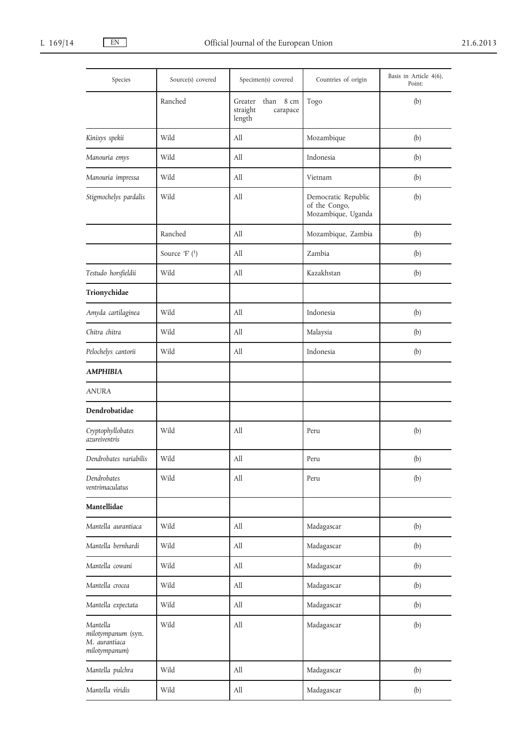| Species | Source(s) covered | Specimen(s) covered | Countries of origin | Basis in Article 4(6), Point: |
|---|---|---|---|---|
| | Ranched | Greater than 8 cm straight carapace length | Togo | (b) |
| *Kinixys spekii* | Wild | All | Mozambique | (b) |
| *Manouria emys* | Wild | All | Indonesia | (b) |
| *Manouria impressa* | Wild | All | Vietnam | (b) |
| *Stigmochelys pardalis* | Wild | All | Democratic Republic of the Congo, Mozambique, Uganda | (b) |
| | Ranched | All | Mozambique, Zambia | (b) |
| | Source 'F' [1] | All | Zambia | (b) |
| *Testudo horsfieldii* | Wild | All | Kazakhstan | (b) |
| **Trionychidae** | | | | |
| *Amyda cartilaginea* | Wild | All | Indonesia | (b) |
| *Chitra chitra* | Wild | All | Malaysia | (b) |
| *Pelochelys cantorii* | Wild | All | Indonesia | (b) |
| ***AMPHIBIA*** | | | | |
| *ANURA* | | | | |
| **Dendrobatidae** | | | | |
| *Cryptophyllobates azureiventris* | Wild | All | Peru | (b) |
| *Dendrobates variabilis* | Wild | All | Peru | (b) |
| *Dendrobates ventrimaculatus* | Wild | All | Peru | (b) |
| **Mantellidae** | | | | |
| *Mantella aurantiaca* | Wild | All | Madagascar | (b) |
| *Mantella bernhardi* | Wild | All | Madagascar | (b) |
| *Mantella cowani* | Wild | All | Madagascar | (b) |
| *Mantella crocea* | Wild | All | Madagascar | (b) |
| *Mantella expectata* | Wild | All | Madagascar | (b) |
| *Mantella milotympanum* (syn. *M. aurantiaca milotympanum*) | Wild | All | Madagascar | (b) |
| *Mantella pulchra* | Wild | All | Madagascar | (b) |
| *Mantella viridis* | Wild | All | Madagascar | (b) |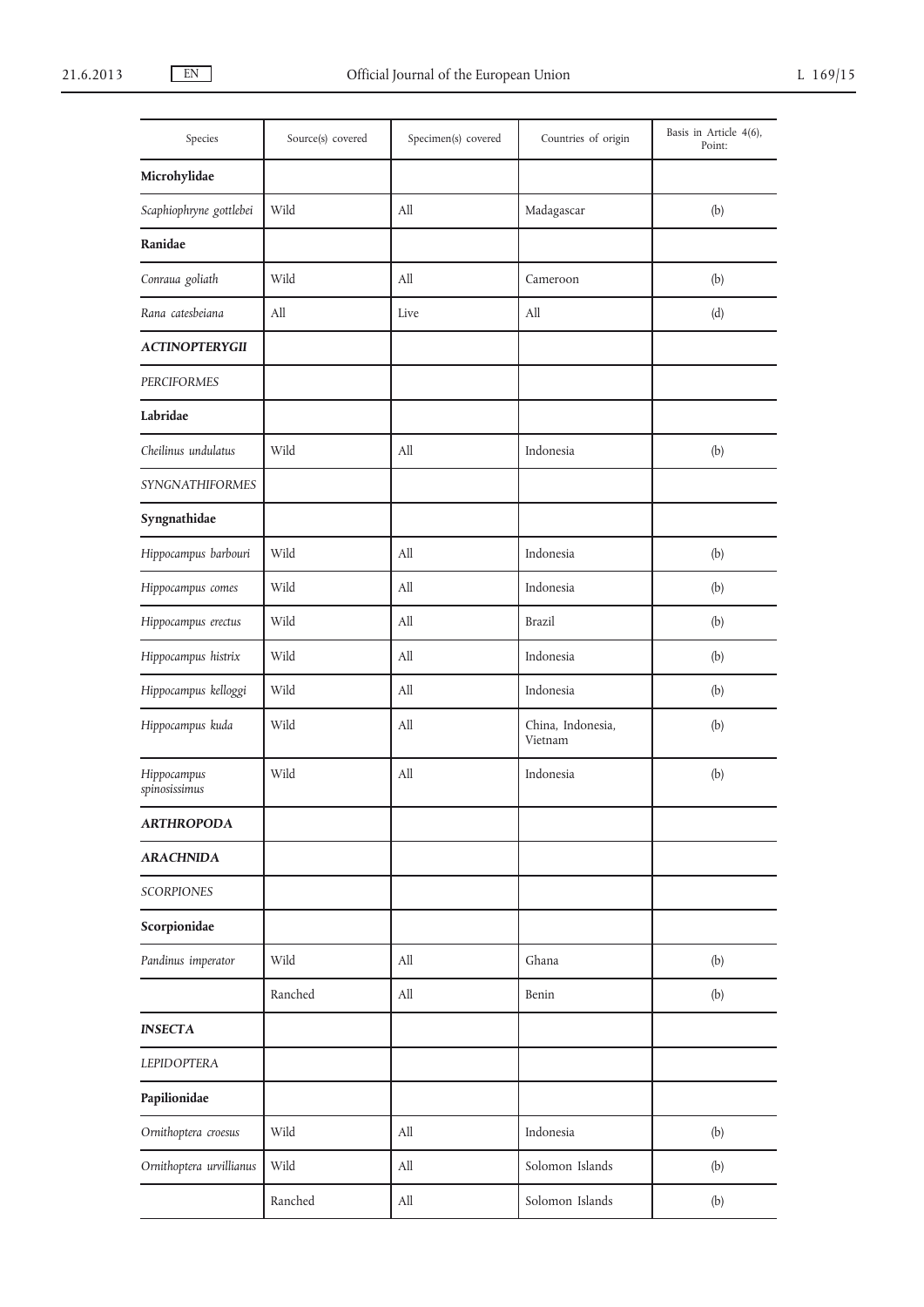| Species | Source(s) covered | Specimen(s) covered | Countries of origin | Basis in Article 4(6), Point: |
|---|---|---|---|---|
| **Microhylidae** | | | | |
| *Scaphiophryne gottlebei* | Wild | All | Madagascar | (b) |
| **Ranidae** | | | | |
| *Conraua goliath* | Wild | All | Cameroon | (b) |
| *Rana catesbeiana* | All | Live | All | (d) |
| ***ACTINOPTERYGII*** | | | | |
| *PERCIFORMES* | | | | |
| **Labridae** | | | | |
| *Cheilinus undulatus* | Wild | All | Indonesia | (b) |
| *SYNGNATHIFORMES* | | | | |
| **Syngnathidae** | | | | |
| *Hippocampus barbouri* | Wild | All | Indonesia | (b) |
| *Hippocampus comes* | Wild | All | Indonesia | (b) |
| *Hippocampus erectus* | Wild | All | Brazil | (b) |
| *Hippocampus histrix* | Wild | All | Indonesia | (b) |
| *Hippocampus kelloggi* | Wild | All | Indonesia | (b) |
| *Hippocampus kuda* | Wild | All | China, Indonesia, Vietnam | (b) |
| *Hippocampus spinosissimus* | Wild | All | Indonesia | (b) |
| ***ARTHROPODA*** | | | | |
| ***ARACHNIDA*** | | | | |
| *SCORPIONES* | | | | |
| **Scorpionidae** | | | | |
| *Pandinus imperator* | Wild | All | Ghana | (b) |
| | Ranched | All | Benin | (b) |
| ***INSECTA*** | | | | |
| *LEPIDOPTERA* | | | | |
| **Papilionidae** | | | | |
| *Ornithoptera croesus* | Wild | All | Indonesia | (b) |
| *Ornithoptera urvillianus* | Wild | All | Solomon Islands | (b) |
| | Ranched | All | Solomon Islands | (b) |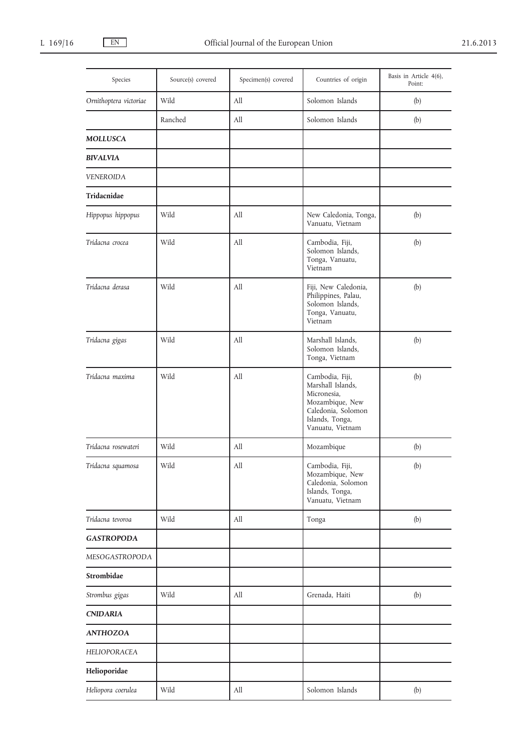| Species | Source(s) covered | Specimen(s) covered | Countries of origin | Basis in Article 4(6), Point: |
|---|---|---|---|---|
| *Ornithoptera victoriae* | Wild | All | Solomon Islands | (b) |
| | Ranched | All | Solomon Islands | (b) |
| ***MOLLUSCA*** | | | | |
| ***BIVALVIA*** | | | | |
| *VENEROIDA* | | | | |
| **Tridacnidae** | | | | |
| *Hippopus hippopus* | Wild | All | New Caledonia, Tonga, Vanuatu, Vietnam | (b) |
| *Tridacna crocea* | Wild | All | Cambodia, Fiji, Solomon Islands, Tonga, Vanuatu, Vietnam | (b) |
| *Tridacna derasa* | Wild | All | Fiji, New Caledonia, Philippines, Palau, Solomon Islands, Tonga, Vanuatu, Vietnam | (b) |
| *Tridacna gigas* | Wild | All | Marshall Islands, Solomon Islands, Tonga, Vietnam | (b) |
| *Tridacna maxima* | Wild | All | Cambodia, Fiji, Marshall Islands, Micronesia, Mozambique, New Caledonia, Solomon Islands, Tonga, Vanuatu, Vietnam | (b) |
| *Tridacna rosewateri* | Wild | All | Mozambique | (b) |
| *Tridacna squamosa* | Wild | All | Cambodia, Fiji, Mozambique, New Caledonia, Solomon Islands, Tonga, Vanuatu, Vietnam | (b) |
| *Tridacna tevoroa* | Wild | All | Tonga | (b) |
| ***GASTROPODA*** | | | | |
| *MESOGASTROPODA* | | | | |
| **Strombidae** | | | | |
| *Strombus gigas* | Wild | All | Grenada, Haiti | (b) |
| ***CNIDARIA*** | | | | |
| ***ANTHOZOA*** | | | | |
| *HELIOPORACEA* | | | | |
| **Helioporidae** | | | | |
| *Heliopora coerulea* | Wild | All | Solomon Islands | (b) |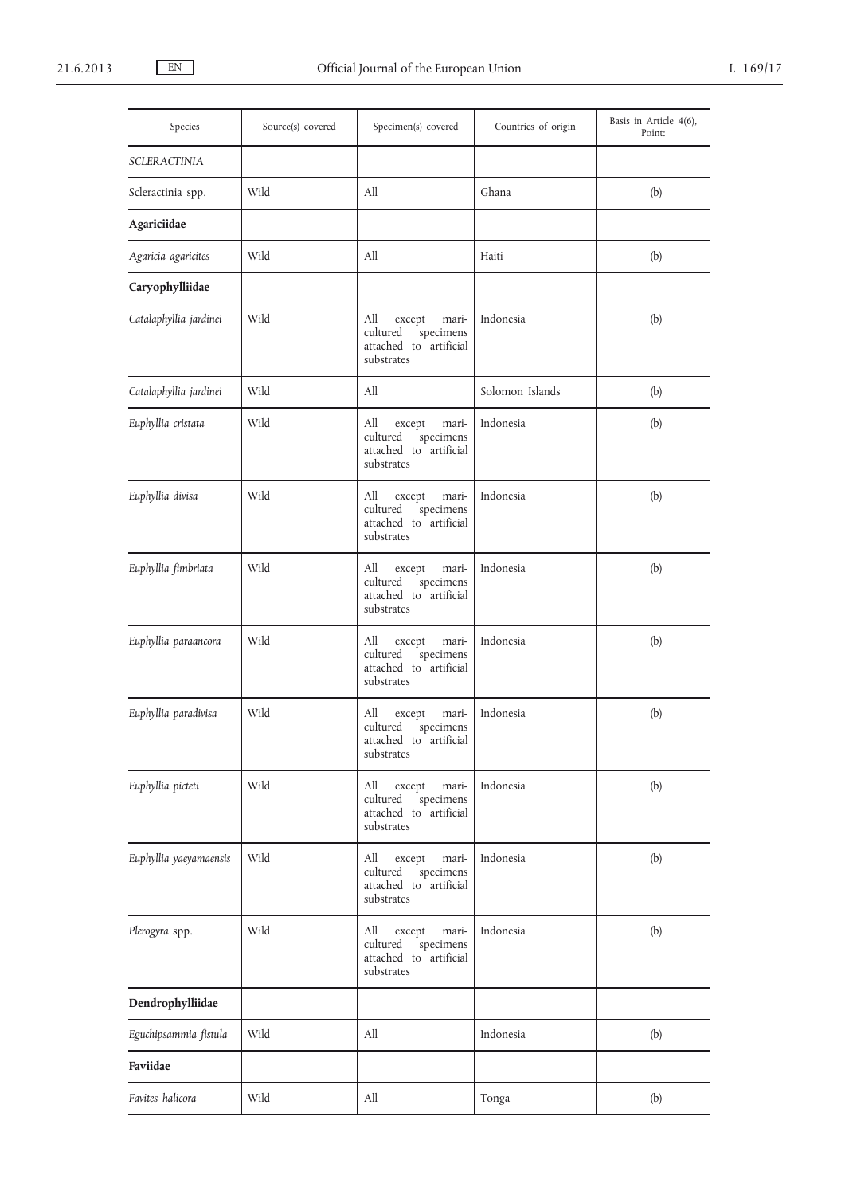| Species | Source(s) covered | Specimen(s) covered | Countries of origin | Basis in Article 4(6), Point: |
|---|---|---|---|---|
| *SCLERACTINIA* | | | | |
| Scleractinia spp. | Wild | All | Ghana | (b) |
| **Agariciidae** | | | | |
| *Agaricia agaricites* | Wild | All | Haiti | (b) |
| **Caryophylliidae** | | | | |
| *Catalaphyllia jardinei* | Wild | All except mari-cultured specimens attached to artificial substrates | Indonesia | (b) |
| *Catalaphyllia jardinei* | Wild | All | Solomon Islands | (b) |
| *Euphyllia cristata* | Wild | All except mari-cultured specimens attached to artificial substrates | Indonesia | (b) |
| *Euphyllia divisa* | Wild | All except mari-cultured specimens attached to artificial substrates | Indonesia | (b) |
| *Euphyllia fimbriata* | Wild | All except mari-cultured specimens attached to artificial substrates | Indonesia | (b) |
| *Euphyllia paraancora* | Wild | All except mari-cultured specimens attached to artificial substrates | Indonesia | (b) |
| *Euphyllia paradivisa* | Wild | All except mari-cultured specimens attached to artificial substrates | Indonesia | (b) |
| *Euphyllia picteti* | Wild | All except mari-cultured specimens attached to artificial substrates | Indonesia | (b) |
| *Euphyllia yaeyamaensis* | Wild | All except mari-cultured specimens attached to artificial substrates | Indonesia | (b) |
| *Plerogyra* spp. | Wild | All except mari-cultured specimens attached to artificial substrates | Indonesia | (b) |
| **Dendrophylliidae** | | | | |
| *Eguchipsammia fistula* | Wild | All | Indonesia | (b) |
| **Faviidae** | | | | |
| *Favites halicora* | Wild | All | Tonga | (b) |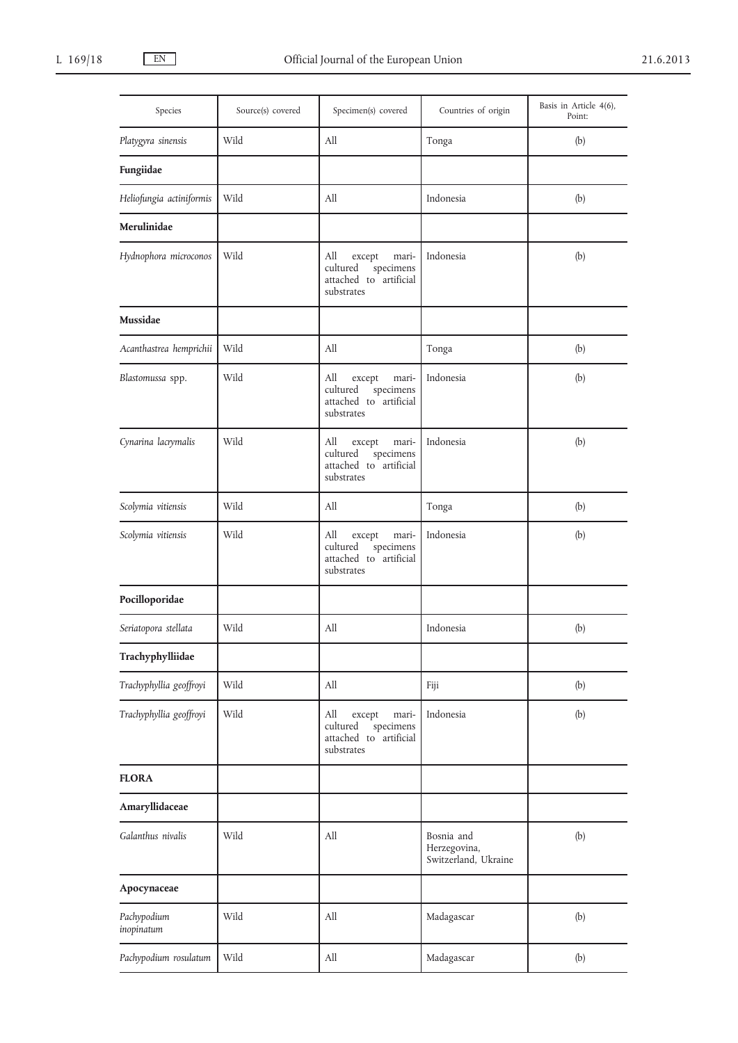| Species | Source(s) covered | Specimen(s) covered | Countries of origin | Basis in Article 4(6), Point: |
|---|---|---|---|---|
| *Platygyra sinensis* | Wild | All | Tonga | (b) |
| **Fungiidae** | | | | |
| *Heliofungia actiniformis* | Wild | All | Indonesia | (b) |
| **Merulinidae** | | | | |
| *Hydnophora microconos* | Wild | All except mari-cultured specimens attached to artificial substrates | Indonesia | (b) |
| **Mussidae** | | | | |
| *Acanthastrea hemprichii* | Wild | All | Tonga | (b) |
| *Blastomussa* spp. | Wild | All except mari-cultured specimens attached to artificial substrates | Indonesia | (b) |
| *Cynarina lacrymalis* | Wild | All except mari-cultured specimens attached to artificial substrates | Indonesia | (b) |
| *Scolymia vitiensis* | Wild | All | Tonga | (b) |
| *Scolymia vitiensis* | Wild | All except mari-cultured specimens attached to artificial substrates | Indonesia | (b) |
| **Pocilloporidae** | | | | |
| *Seriatopora stellata* | Wild | All | Indonesia | (b) |
| **Trachyphylliidae** | | | | |
| *Trachyphyllia geoffroyi* | Wild | All | Fiji | (b) |
| *Trachyphyllia geoffroyi* | Wild | All except mari-cultured specimens attached to artificial substrates | Indonesia | (b) |
| **FLORA** | | | | |
| **Amaryllidaceae** | | | | |
| *Galanthus nivalis* | Wild | All | Bosnia and Herzegovina, Switzerland, Ukraine | (b) |
| **Apocynaceae** | | | | |
| *Pachypodium inopinatum* | Wild | All | Madagascar | (b) |
| *Pachypodium rosulatum* | Wild | All | Madagascar | (b) |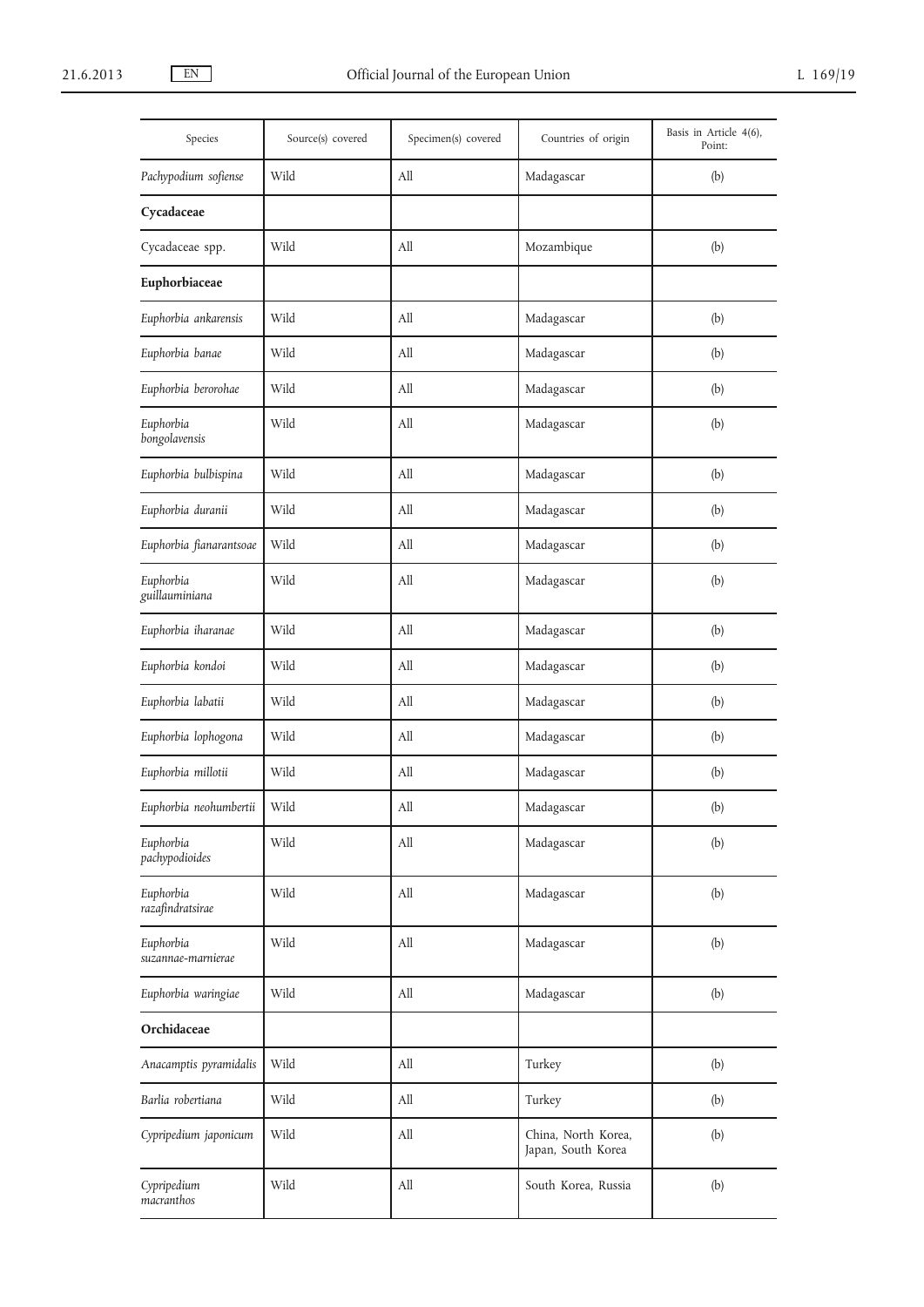| Species | Source(s) covered | Specimen(s) covered | Countries of origin | Basis in Article 4(6), Point: |
|---|---|---|---|---|
| *Pachypodium sofiense* | Wild | All | Madagascar | (b) |
| **Cycadaceae** | | | | |
| Cycadaceae spp. | Wild | All | Mozambique | (b) |
| **Euphorbiaceae** | | | | |
| *Euphorbia ankarensis* | Wild | All | Madagascar | (b) |
| *Euphorbia banae* | Wild | All | Madagascar | (b) |
| *Euphorbia berorohae* | Wild | All | Madagascar | (b) |
| *Euphorbia bongolavensis* | Wild | All | Madagascar | (b) |
| *Euphorbia bulbispina* | Wild | All | Madagascar | (b) |
| *Euphorbia duranii* | Wild | All | Madagascar | (b) |
| *Euphorbia fianarantsoae* | Wild | All | Madagascar | (b) |
| *Euphorbia guillauminiana* | Wild | All | Madagascar | (b) |
| *Euphorbia iharanae* | Wild | All | Madagascar | (b) |
| *Euphorbia kondoi* | Wild | All | Madagascar | (b) |
| *Euphorbia labatii* | Wild | All | Madagascar | (b) |
| *Euphorbia lophogona* | Wild | All | Madagascar | (b) |
| *Euphorbia millotii* | Wild | All | Madagascar | (b) |
| *Euphorbia neohumbertii* | Wild | All | Madagascar | (b) |
| *Euphorbia pachypodioides* | Wild | All | Madagascar | (b) |
| *Euphorbia razafindratsirae* | Wild | All | Madagascar | (b) |
| *Euphorbia suzannae-marnierae* | Wild | All | Madagascar | (b) |
| *Euphorbia waringiae* | Wild | All | Madagascar | (b) |
| **Orchidaceae** | | | | |
| *Anacamptis pyramidalis* | Wild | All | Turkey | (b) |
| *Barlia robertiana* | Wild | All | Turkey | (b) |
| *Cypripedium japonicum* | Wild | All | China, North Korea, Japan, South Korea | (b) |
| *Cypripedium macranthos* | Wild | All | South Korea, Russia | (b) |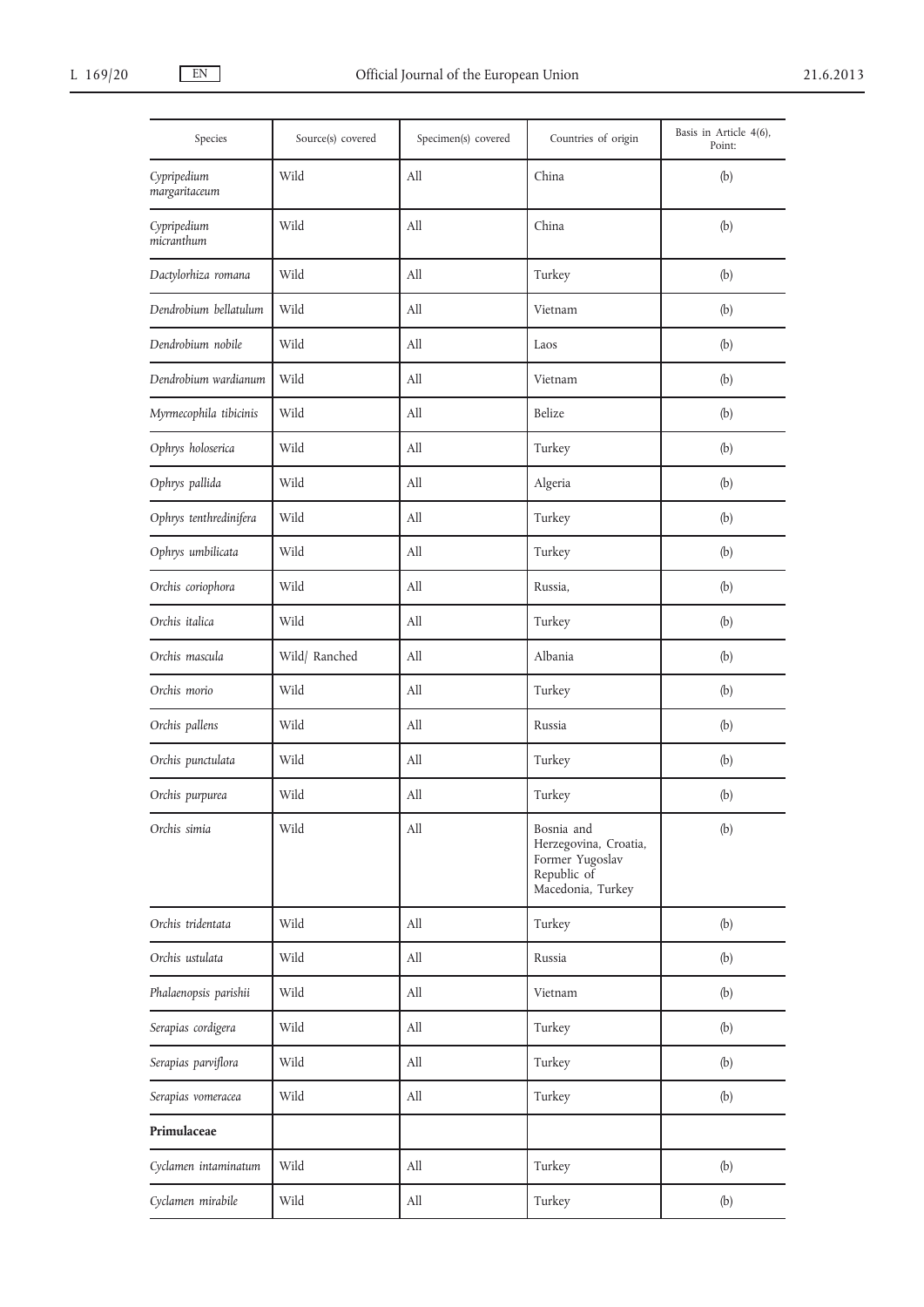| Species | Source(s) covered | Specimen(s) covered | Countries of origin | Basis in Article 4(6), Point: |
|---|---|---|---|---|
| *Cypripedium margaritaceum* | Wild | All | China | (b) |
| *Cypripedium micranthum* | Wild | All | China | (b) |
| *Dactylorhiza romana* | Wild | All | Turkey | (b) |
| *Dendrobium bellatulum* | Wild | All | Vietnam | (b) |
| *Dendrobium nobile* | Wild | All | Laos | (b) |
| *Dendrobium wardianum* | Wild | All | Vietnam | (b) |
| *Myrmecophila tibicinis* | Wild | All | Belize | (b) |
| *Ophrys holoserica* | Wild | All | Turkey | (b) |
| *Ophrys pallida* | Wild | All | Algeria | (b) |
| *Ophrys tenthredinifera* | Wild | All | Turkey | (b) |
| *Ophrys umbilicata* | Wild | All | Turkey | (b) |
| *Orchis coriophora* | Wild | All | Russia, | (b) |
| *Orchis italica* | Wild | All | Turkey | (b) |
| *Orchis mascula* | Wild/ Ranched | All | Albania | (b) |
| *Orchis morio* | Wild | All | Turkey | (b) |
| *Orchis pallens* | Wild | All | Russia | (b) |
| *Orchis punctulata* | Wild | All | Turkey | (b) |
| *Orchis purpurea* | Wild | All | Turkey | (b) |
| *Orchis simia* | Wild | All | Bosnia and Herzegovina, Croatia, Former Yugoslav Republic of Macedonia, Turkey | (b) |
| *Orchis tridentata* | Wild | All | Turkey | (b) |
| *Orchis ustulata* | Wild | All | Russia | (b) |
| *Phalaenopsis parishii* | Wild | All | Vietnam | (b) |
| *Serapias cordigera* | Wild | All | Turkey | (b) |
| *Serapias parviflora* | Wild | All | Turkey | (b) |
| *Serapias vomeracea* | Wild | All | Turkey | (b) |
| **Primulaceae** | | | | |
| *Cyclamen intaminatum* | Wild | All | Turkey | (b) |
| *Cyclamen mirabile* | Wild | All | Turkey | (b) |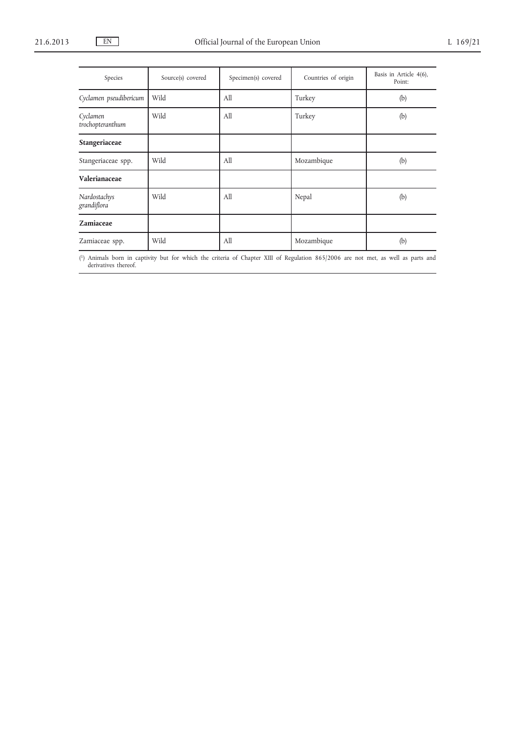| Species | Source(s) covered | Specimen(s) covered | Countries of origin | Basis in Article 4(6), Point: |
|---|---|---|---|---|
| *Cyclamen pseudibericum* | Wild | All | Turkey | (b) |
| *Cyclamen trochopteranthum* | Wild | All | Turkey | (b) |
| **Stangeriaceae** | | | | |
| Stangeriaceae spp. | Wild | All | Mozambique | (b) |
| **Valerianaceae** | | | | |
| *Nardostachys grandiflora* | Wild | All | Nepal | (b) |
| **Zamiaceae** | | | | |
| Zamiaceae spp. | Wild | All | Mozambique | (b) |

([1]) Animals born in captivity but for which the criteria of Chapter XIII of Regulation 865/2006 are not met, as well as parts and derivatives thereof.